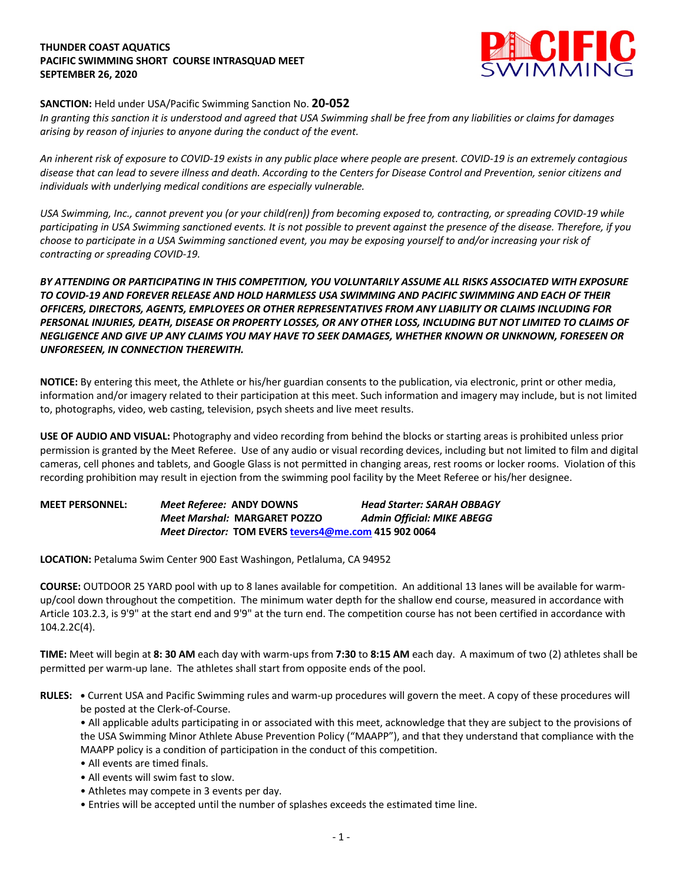**THUNDER COAST AQUATICS**
**PACIFIC SWIMMING SHORT COURSE INTRASQUAD MEET**
**SEPTEMBER 26, 2020**

**SANCTION:** Held under USA/Pacific Swimming Sanction No. **20-052**

*In granting this sanction it is understood and agreed that USA Swimming shall be free from any liabilities or claims for damages arising by reason of injuries to anyone during the conduct of the event.*

*An inherent risk of exposure to COVID-19 exists in any public place where people are present. COVID-19 is an extremely contagious disease that can lead to severe illness and death. According to the Centers for Disease Control and Prevention, senior citizens and individuals with underlying medical conditions are especially vulnerable.*

*USA Swimming, Inc., cannot prevent you (or your child(ren)) from becoming exposed to, contracting, or spreading COVID-19 while participating in USA Swimming sanctioned events. It is not possible to prevent against the presence of the disease. Therefore, if you choose to participate in a USA Swimming sanctioned event, you may be exposing yourself to and/or increasing your risk of contracting or spreading COVID-19.*

***BY ATTENDING OR PARTICIPATING IN THIS COMPETITION, YOU VOLUNTARILY ASSUME ALL RISKS ASSOCIATED WITH EXPOSURE TO COVID-19 AND FOREVER RELEASE AND HOLD HARMLESS USA SWIMMING AND PACIFIC SWIMMING AND EACH OF THEIR OFFICERS, DIRECTORS, AGENTS, EMPLOYEES OR OTHER REPRESENTATIVES FROM ANY LIABILITY OR CLAIMS INCLUDING FOR PERSONAL INJURIES, DEATH, DISEASE OR PROPERTY LOSSES, OR ANY OTHER LOSS, INCLUDING BUT NOT LIMITED TO CLAIMS OF NEGLIGENCE AND GIVE UP ANY CLAIMS YOU MAY HAVE TO SEEK DAMAGES, WHETHER KNOWN OR UNKNOWN, FORESEEN OR UNFORESEEN, IN CONNECTION THEREWITH.***

**NOTICE:** By entering this meet, the Athlete or his/her guardian consents to the publication, via electronic, print or other media, information and/or imagery related to their participation at this meet. Such information and imagery may include, but is not limited to, photographs, video, web casting, television, psych sheets and live meet results.

**USE OF AUDIO AND VISUAL:** Photography and video recording from behind the blocks or starting areas is prohibited unless prior permission is granted by the Meet Referee. Use of any audio or visual recording devices, including but not limited to film and digital cameras, cell phones and tablets, and Google Glass is not permitted in changing areas, rest rooms or locker rooms. Violation of this recording prohibition may result in ejection from the swimming pool facility by the Meet Referee or his/her designee.

**MEET PERSONNEL:**
*Meet Referee:* **ANDY DOWNS** — *Head Starter: SARAH OBBAGY*
*Meet Marshal:* **MARGARET POZZO** — *Admin Official: MIKE ABEGG*
*Meet Director:* **TOM EVERS tevers4@me.com 415 902 0064**

**LOCATION:** Petaluma Swim Center 900 East Washingon, Petlaluma, CA 94952

**COURSE:** OUTDOOR 25 YARD pool with up to 8 lanes available for competition. An additional 13 lanes will be available for warm-up/cool down throughout the competition. The minimum water depth for the shallow end course, measured in accordance with Article 103.2.3, is 9'9" at the start end and 9'9" at the turn end. The competition course has not been certified in accordance with 104.2.2C(4).

**TIME:** Meet will begin at **8: 30 AM** each day with warm-ups from **7:30** to **8:15 AM** each day. A maximum of two (2) athletes shall be permitted per warm-up lane. The athletes shall start from opposite ends of the pool.

**RULES:**
- Current USA and Pacific Swimming rules and warm-up procedures will govern the meet. A copy of these procedures will be posted at the Clerk-of-Course.
- All applicable adults participating in or associated with this meet, acknowledge that they are subject to the provisions of the USA Swimming Minor Athlete Abuse Prevention Policy ("MAAPP"), and that they understand that compliance with the MAAPP policy is a condition of participation in the conduct of this competition.
- All events are timed finals.
- All events will swim fast to slow.
- Athletes may compete in 3 events per day.
- Entries will be accepted until the number of splashes exceeds the estimated time line.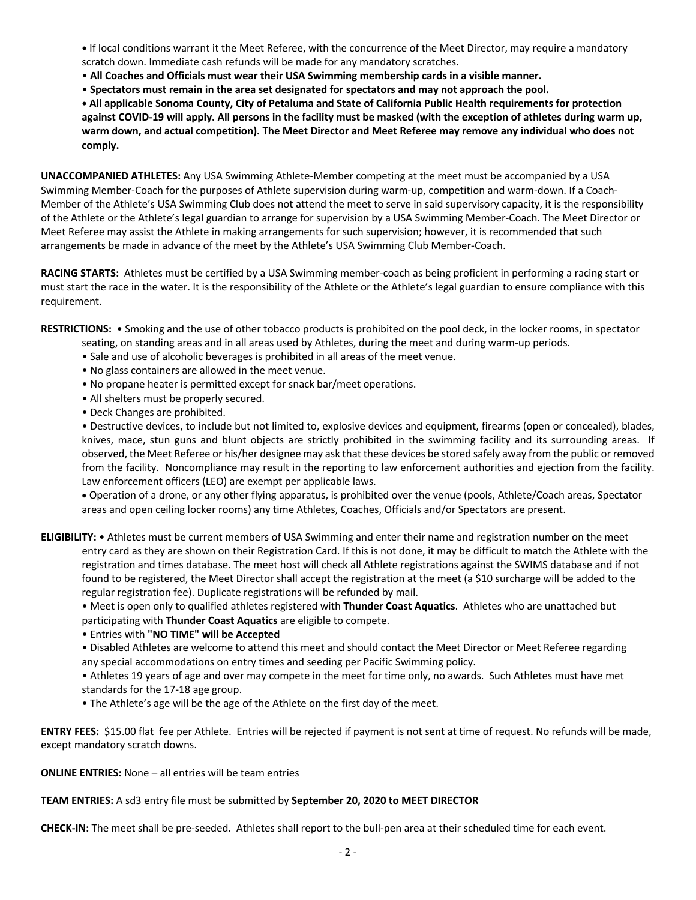• If local conditions warrant it the Meet Referee, with the concurrence of the Meet Director, may require a mandatory scratch down. Immediate cash refunds will be made for any mandatory scratches.

• **All Coaches and Officials must wear their USA Swimming membership cards in a visible manner.**

• **Spectators must remain in the area set designated for spectators and may not approach the pool.**

• **All applicable Sonoma County, City of Petaluma and State of California Public Health requirements for protection against COVID-19 will apply. All persons in the facility must be masked (with the exception of athletes during warm up, warm down, and actual competition). The Meet Director and Meet Referee may remove any individual who does not comply.**

**UNACCOMPANIED ATHLETES:** Any USA Swimming Athlete-Member competing at the meet must be accompanied by a USA Swimming Member-Coach for the purposes of Athlete supervision during warm-up, competition and warm-down. If a Coach-Member of the Athlete's USA Swimming Club does not attend the meet to serve in said supervisory capacity, it is the responsibility of the Athlete or the Athlete's legal guardian to arrange for supervision by a USA Swimming Member-Coach. The Meet Director or Meet Referee may assist the Athlete in making arrangements for such supervision; however, it is recommended that such arrangements be made in advance of the meet by the Athlete's USA Swimming Club Member-Coach.

**RACING STARTS:** Athletes must be certified by a USA Swimming member-coach as being proficient in performing a racing start or must start the race in the water. It is the responsibility of the Athlete or the Athlete's legal guardian to ensure compliance with this requirement.

**RESTRICTIONS:** • Smoking and the use of other tobacco products is prohibited on the pool deck, in the locker rooms, in spectator seating, on standing areas and in all areas used by Athletes, during the meet and during warm-up periods.

• Sale and use of alcoholic beverages is prohibited in all areas of the meet venue.

• No glass containers are allowed in the meet venue.

• No propane heater is permitted except for snack bar/meet operations.

• All shelters must be properly secured.

• Deck Changes are prohibited.

• Destructive devices, to include but not limited to, explosive devices and equipment, firearms (open or concealed), blades, knives, mace, stun guns and blunt objects are strictly prohibited in the swimming facility and its surrounding areas. If observed, the Meet Referee or his/her designee may ask that these devices be stored safely away from the public or removed from the facility. Noncompliance may result in the reporting to law enforcement authorities and ejection from the facility. Law enforcement officers (LEO) are exempt per applicable laws.

• Operation of a drone, or any other flying apparatus, is prohibited over the venue (pools, Athlete/Coach areas, Spectator areas and open ceiling locker rooms) any time Athletes, Coaches, Officials and/or Spectators are present.

**ELIGIBILITY:** • Athletes must be current members of USA Swimming and enter their name and registration number on the meet entry card as they are shown on their Registration Card. If this is not done, it may be difficult to match the Athlete with the registration and times database. The meet host will check all Athlete registrations against the SWIMS database and if not found to be registered, the Meet Director shall accept the registration at the meet (a $10 surcharge will be added to the regular registration fee). Duplicate registrations will be refunded by mail.

• Meet is open only to qualified athletes registered with **Thunder Coast Aquatics**. Athletes who are unattached but participating with **Thunder Coast Aquatics** are eligible to compete.

• Entries with **"NO TIME" will be Accepted**

• Disabled Athletes are welcome to attend this meet and should contact the Meet Director or Meet Referee regarding any special accommodations on entry times and seeding per Pacific Swimming policy.

• Athletes 19 years of age and over may compete in the meet for time only, no awards. Such Athletes must have met standards for the 17-18 age group.

• The Athlete's age will be the age of the Athlete on the first day of the meet.

**ENTRY FEES:** $15.00 flat fee per Athlete. Entries will be rejected if payment is not sent at time of request. No refunds will be made, except mandatory scratch downs.

**ONLINE ENTRIES:** None – all entries will be team entries

**TEAM ENTRIES:** A sd3 entry file must be submitted by **September 20, 2020 to MEET DIRECTOR**

**CHECK-IN:** The meet shall be pre-seeded. Athletes shall report to the bull-pen area at their scheduled time for each event.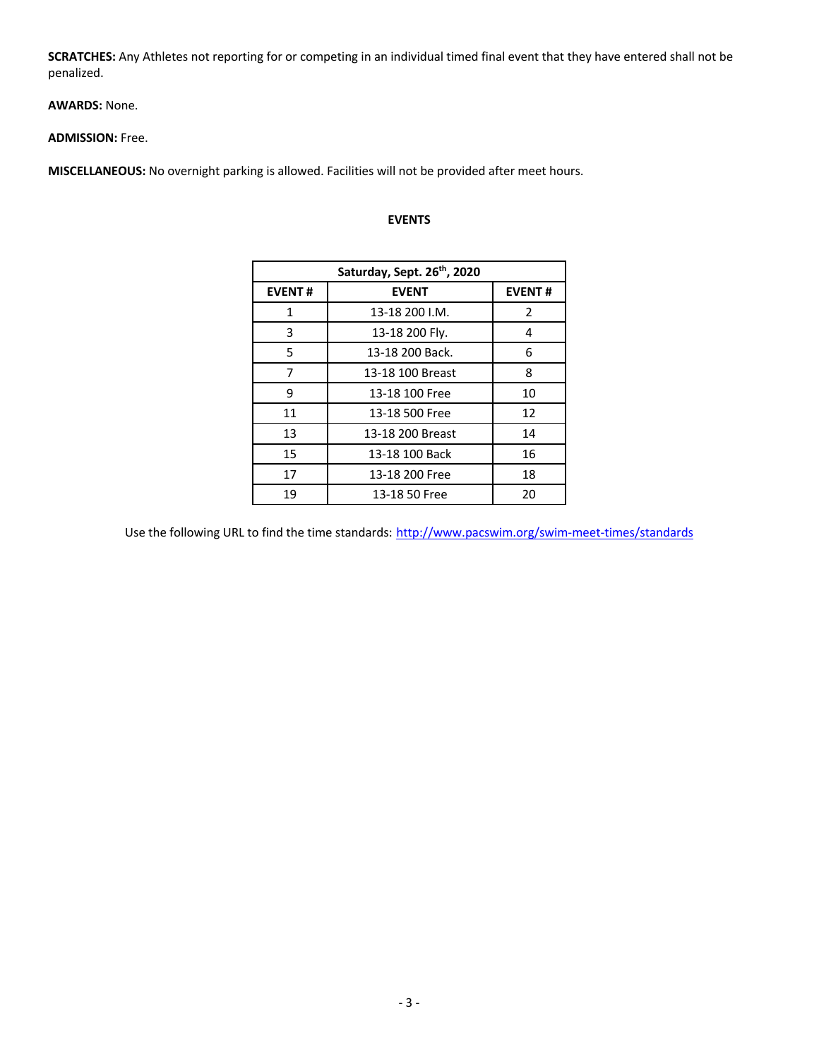**SCRATCHES:** Any Athletes not reporting for or competing in an individual timed final event that they have entered shall not be penalized.

**AWARDS:** None.

**ADMISSION:** Free.

**MISCELLANEOUS:** No overnight parking is allowed. Facilities will not be provided after meet hours.

## EVENTS

| Saturday, Sept. 26th, 2020 | | |
|---|---|---|
| **EVENT #** | **EVENT** | **EVENT #** |
| 1 | 13-18 200 I.M. | 2 |
| 3 | 13-18 200 Fly. | 4 |
| 5 | 13-18 200 Back. | 6 |
| 7 | 13-18 100 Breast | 8 |
| 9 | 13-18 100 Free | 10 |
| 11 | 13-18 500 Free | 12 |
| 13 | 13-18 200 Breast | 14 |
| 15 | 13-18 100 Back | 16 |
| 17 | 13-18 200 Free | 18 |
| 19 | 13-18 50 Free | 20 |

Use the following URL to find the time standards: http://www.pacswim.org/swim-meet-times/standards